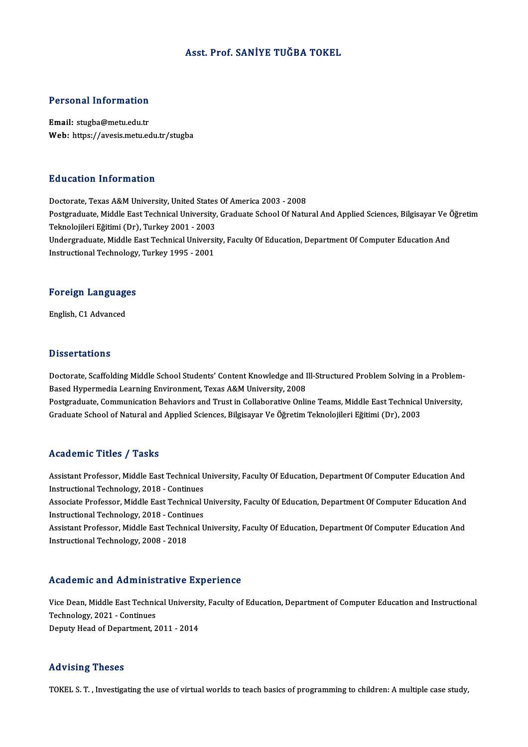# Asst. Prof. SANİYE TUĞBA TOKEL

## Personal Information

**Email:** stugba@metu.edu.tr
**Web:** https://avesis.metu.edu.tr/stugba

## Education Information

Doctorate, Texas A&M University, United States Of America 2003 - 2008
Postgraduate, Middle East Technical University, Graduate School Of Natural And Applied Sciences, Bilgisayar Ve Öğretim Teknolojileri Eğitimi (Dr), Turkey 2001 - 2003
Undergraduate, Middle East Technical University, Faculty Of Education, Department Of Computer Education And Instructional Technology, Turkey 1995 - 2001

## Foreign Languages

English, C1 Advanced

## Dissertations

Doctorate, Scaffolding Middle School Students' Content Knowledge and Ill-Structured Problem Solving in a Problem-Based Hypermedia Learning Environment, Texas A&M University, 2008
Postgraduate, Communication Behaviors and Trust in Collaborative Online Teams, Middle East Technical University, Graduate School of Natural and Applied Sciences, Bilgisayar Ve Öğretim Teknolojileri Eğitimi (Dr), 2003

## Academic Titles / Tasks

Assistant Professor, Middle East Technical University, Faculty Of Education, Department Of Computer Education And Instructional Technology, 2018 - Continues
Associate Professor, Middle East Technical University, Faculty Of Education, Department Of Computer Education And Instructional Technology, 2018 - Continues
Assistant Professor, Middle East Technical University, Faculty Of Education, Department Of Computer Education And Instructional Technology, 2008 - 2018

## Academic and Administrative Experience

Vice Dean, Middle East Technical University, Faculty of Education, Department of Computer Education and Instructional Technology, 2021 - Continues
Deputy Head of Department, 2011 - 2014

## Advising Theses

TOKEL S. T. , Investigating the use of virtual worlds to teach basics of programming to children: A multiple case study,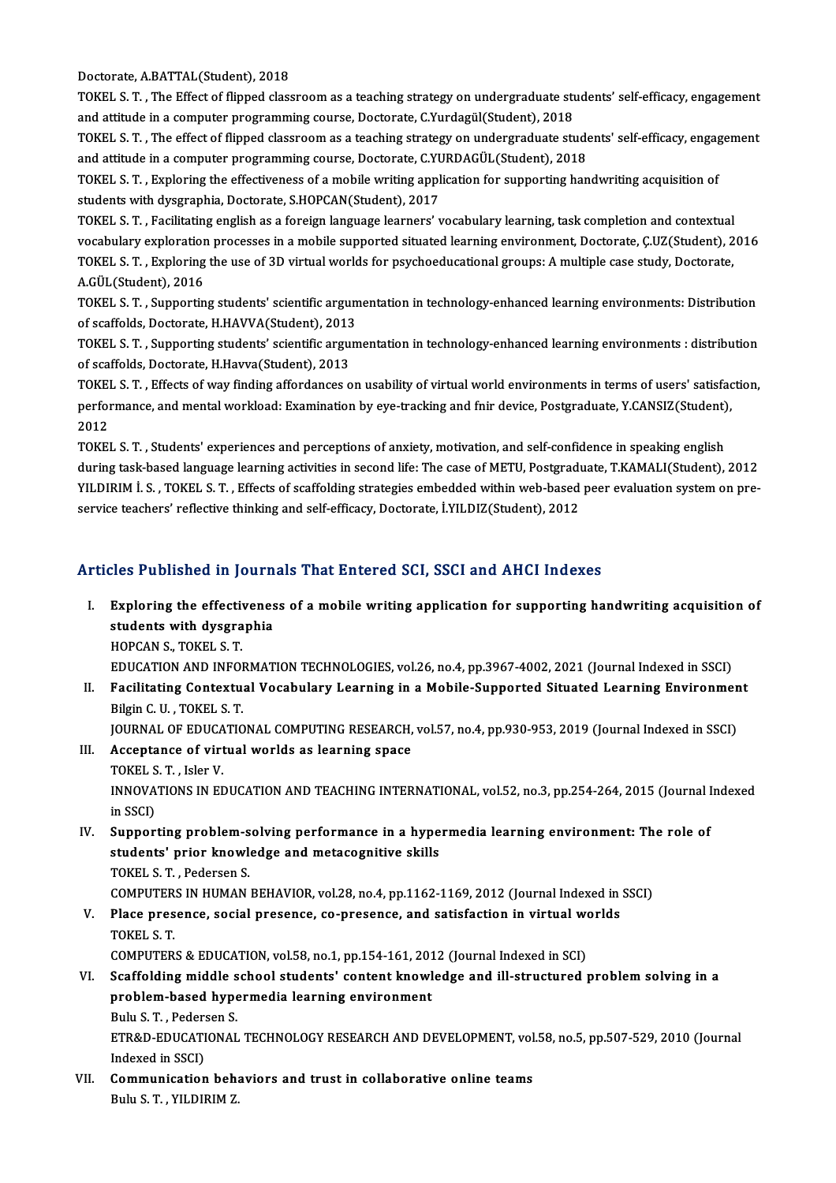Doctorate, A.BATTAL(Student), 2018

TOKEL S. T. , The Effect of flipped classroom as a teaching strategy on undergraduate students' self-efficacy, engagement and attitude in a computer programming course, Doctorate, C.Yurdagül(Student), 2018

TOKEL S. T. , The effect of flipped classroom as a teaching strategy on undergraduate students' self-efficacy, engagement and attitude in a computer programming course, Doctorate, C.YURDAGÜL(Student), 2018

TOKEL S. T. , Exploring the effectiveness of a mobile writing application for supporting handwriting acquisition of students with dysgraphia, Doctorate, S.HOPCAN(Student), 2017

TOKEL S. T. , Facilitating english as a foreign language learners' vocabulary learning, task completion and contextual vocabulary exploration processes in a mobile supported situated learning environment, Doctorate, Ç.UZ(Student), 2016

TOKEL S. T. , Exploring the use of 3D virtual worlds for psychoeducational groups: A multiple case study, Doctorate, A.GÜL(Student), 2016

TOKEL S. T. , Supporting students' scientific argumentation in technology-enhanced learning environments: Distribution of scaffolds, Doctorate, H.HAVVA(Student), 2013

TOKEL S. T. , Supporting students' scientific argumentation in technology-enhanced learning environments : distribution of scaffolds, Doctorate, H.Havva(Student), 2013

TOKEL S. T. , Effects of way finding affordances on usability of virtual world environments in terms of users' satisfaction, performance, and mental workload: Examination by eye-tracking and fnir device, Postgraduate, Y.CANSIZ(Student), 2012

TOKEL S. T. , Students' experiences and perceptions of anxiety, motivation, and self-confidence in speaking english during task-based language learning activities in second life: The case of METU, Postgraduate, T.KAMALI(Student), 2012

YILDIRIM İ. S. , TOKEL S. T. , Effects of scaffolding strategies embedded within web-based peer evaluation system on pre-service teachers' reflective thinking and self-efficacy, Doctorate, İ.YILDIZ(Student), 2012

## Articles Published in Journals That Entered SCI, SSCI and AHCI Indexes

I. **Exploring the effectiveness of a mobile writing application for supporting handwriting acquisition of students with dysgraphia**
HOPCAN S., TOKEL S. T.
EDUCATION AND INFORMATION TECHNOLOGIES, vol.26, no.4, pp.3967-4002, 2021 (Journal Indexed in SSCI)

II. **Facilitating Contextual Vocabulary Learning in a Mobile-Supported Situated Learning Environment**
Bilgin C. U. , TOKEL S. T.
JOURNAL OF EDUCATIONAL COMPUTING RESEARCH, vol.57, no.4, pp.930-953, 2019 (Journal Indexed in SSCI)

III. **Acceptance of virtual worlds as learning space**
TOKEL S. T. , Isler V.
INNOVATIONS IN EDUCATION AND TEACHING INTERNATIONAL, vol.52, no.3, pp.254-264, 2015 (Journal Indexed in SSCI)

IV. **Supporting problem-solving performance in a hypermedia learning environment: The role of students' prior knowledge and metacognitive skills**
TOKEL S. T. , Pedersen S.
COMPUTERS IN HUMAN BEHAVIOR, vol.28, no.4, pp.1162-1169, 2012 (Journal Indexed in SSCI)

V. **Place presence, social presence, co-presence, and satisfaction in virtual worlds**
TOKEL S. T.
COMPUTERS & EDUCATION, vol.58, no.1, pp.154-161, 2012 (Journal Indexed in SCI)

VI. **Scaffolding middle school students' content knowledge and ill-structured problem solving in a problem-based hypermedia learning environment**
Bulu S. T. , Pedersen S.
ETR&D-EDUCATIONAL TECHNOLOGY RESEARCH AND DEVELOPMENT, vol.58, no.5, pp.507-529, 2010 (Journal Indexed in SSCI)

VII. **Communication behaviors and trust in collaborative online teams**
Bulu S. T. , YILDIRIM Z.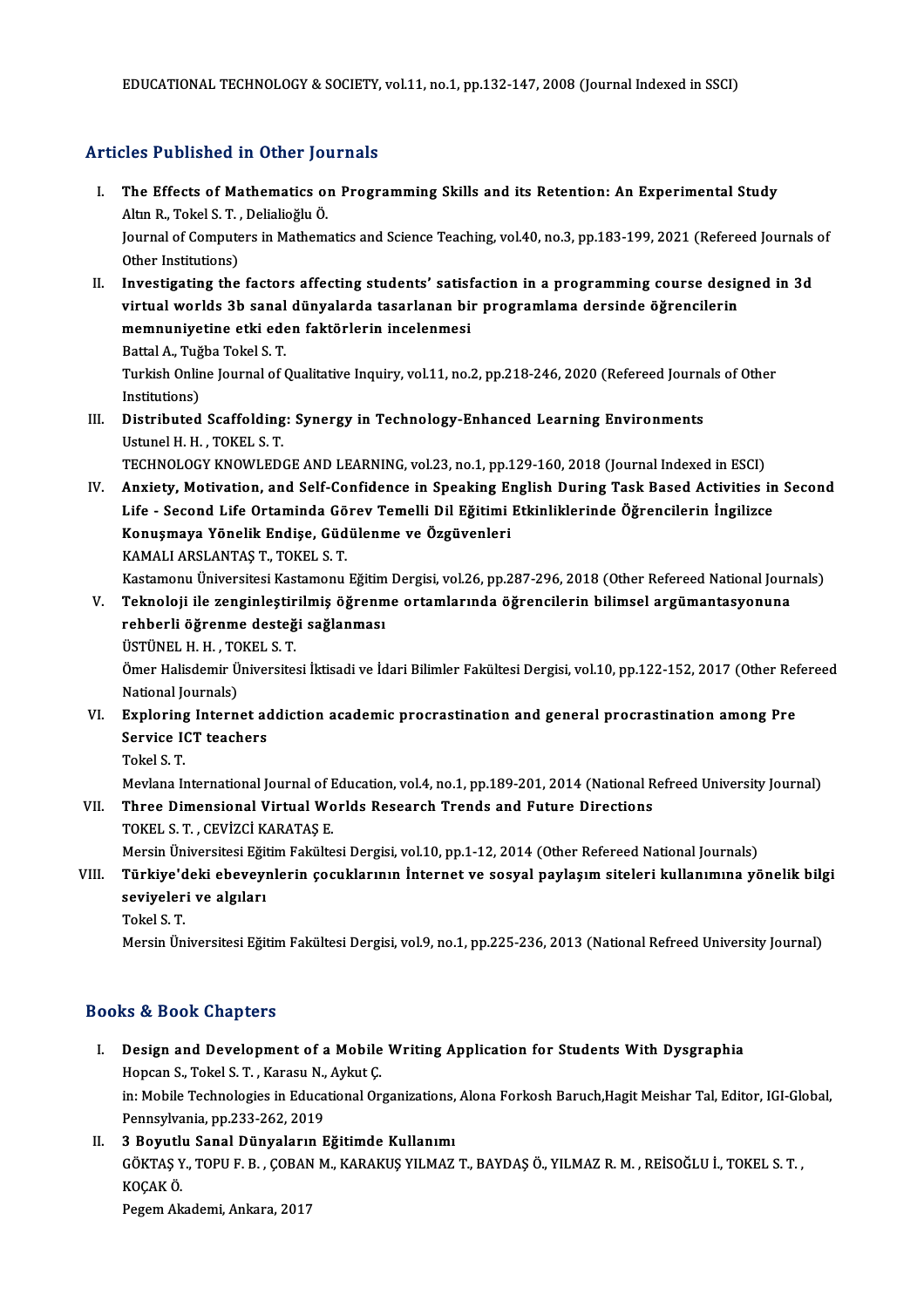EDUCATIONAL TECHNOLOGY & SOCIETY, vol.11, no.1, pp.132-147, 2008 (Journal Indexed in SSCI)

## Articles Published in Other Journals

I. **The Effects of Mathematics on Programming Skills and its Retention: An Experimental Study**
   Altın R., Tokel S. T. , Delialioğlu Ö.
   Journal of Computers in Mathematics and Science Teaching, vol.40, no.3, pp.183-199, 2021 (Refereed Journals of Other Institutions)
II. **Investigating the factors affecting students' satisfaction in a programming course designed in 3d virtual worlds 3b sanal dünyalarda tasarlanan bir programlama dersinde öğrencilerin memnuniyetine etki eden faktörlerin incelenmesi**
   Battal A., Tuğba Tokel S. T.
   Turkish Online Journal of Qualitative Inquiry, vol.11, no.2, pp.218-246, 2020 (Refereed Journals of Other Institutions)
III. **Distributed Scaffolding: Synergy in Technology-Enhanced Learning Environments**
   Ustunel H. H. , TOKEL S. T.
   TECHNOLOGY KNOWLEDGE AND LEARNING, vol.23, no.1, pp.129-160, 2018 (Journal Indexed in ESCI)
IV. **Anxiety, Motivation, and Self-Confidence in Speaking English During Task Based Activities in Second Life - Second Life Ortaminda Görev Temelli Dil Eğitimi Etkinliklerinde Öğrencilerin İngilizce Konuşmaya Yönelik Endişe, Güdülenme ve Özgüvenleri**
   KAMALI ARSLANTAŞ T., TOKEL S. T.
   Kastamonu Üniversitesi Kastamonu Eğitim Dergisi, vol.26, pp.287-296, 2018 (Other Refereed National Journals)
V. **Teknoloji ile zenginleştirilmiş öğrenme ortamlarında öğrencilerin bilimsel argümantasyonuna rehberli öğrenme desteği sağlanması**
   ÜSTÜNEL H. H. , TOKEL S. T.
   Ömer Halisdemir Üniversitesi İktisadi ve İdari Bilimler Fakültesi Dergisi, vol.10, pp.122-152, 2017 (Other Refereed National Journals)
VI. **Exploring Internet addiction academic procrastination and general procrastination among Pre Service ICT teachers**
   Tokel S. T.
   Mevlana International Journal of Education, vol.4, no.1, pp.189-201, 2014 (National Refreed University Journal)
VII. **Three Dimensional Virtual Worlds Research Trends and Future Directions**
   TOKEL S. T. , CEVİZCİ KARATAŞ E.
   Mersin Üniversitesi Eğitim Fakültesi Dergisi, vol.10, pp.1-12, 2014 (Other Refereed National Journals)
VIII. **Türkiye'deki ebeveynlerin çocuklarının İnternet ve sosyal paylaşım siteleri kullanımına yönelik bilgi seviyeleri ve algıları**
   Tokel S. T.
   Mersin Üniversitesi Eğitim Fakültesi Dergisi, vol.9, no.1, pp.225-236, 2013 (National Refreed University Journal)

## Books & Book Chapters

I. **Design and Development of a Mobile Writing Application for Students With Dysgraphia**
   Hopcan S., Tokel S. T. , Karasu N., Aykut Ç.
   in: Mobile Technologies in Educational Organizations, Alona Forkosh Baruch,Hagit Meishar Tal, Editor, IGI-Global, Pennsylvania, pp.233-262, 2019
II. **3 Boyutlu Sanal Dünyaların Eğitimde Kullanımı**
   GÖKTAŞ Y., TOPU F. B. , ÇOBAN M., KARAKUŞ YILMAZ T., BAYDAŞ Ö., YILMAZ R. M. , REİSOĞLU İ., TOKEL S. T. , KOÇAK Ö.
   Pegem Akademi, Ankara, 2017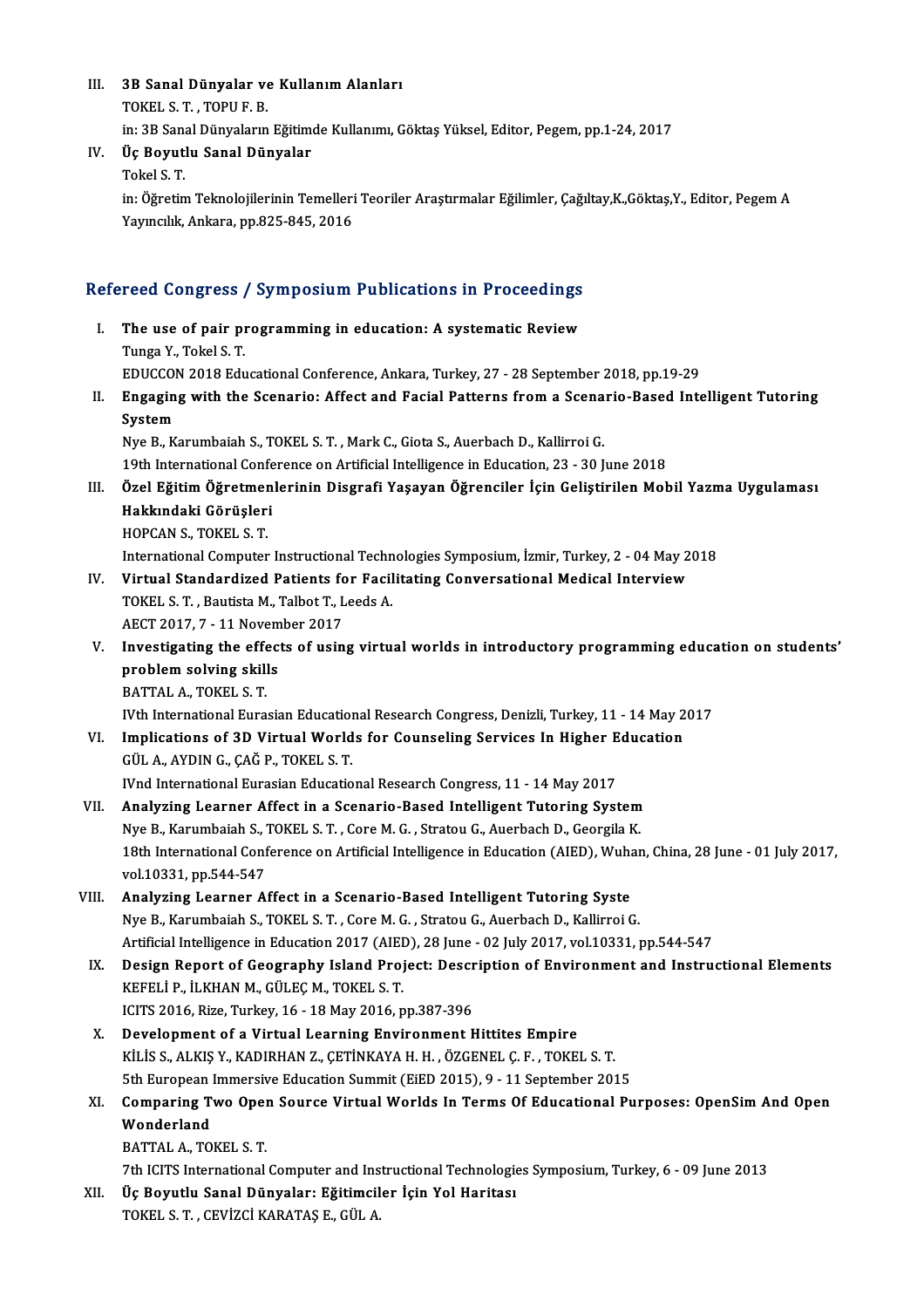III. **3B Sanal Dünyalar ve Kullanım Alanları**
TOKEL S. T. , TOPU F. B.
in: 3B Sanal Dünyaların Eğitimde Kullanımı, Göktaş Yüksel, Editor, Pegem, pp.1-24, 2017

IV. **Üç Boyutlu Sanal Dünyalar**
Tokel S. T.
in: Öğretim Teknolojilerinin Temelleri Teoriler Araştırmalar Eğilimler, Çağıltay,K.,Göktaş,Y., Editor, Pegem A Yayıncılık, Ankara, pp.825-845, 2016

## Refereed Congress / Symposium Publications in Proceedings

I. **The use of pair programming in education: A systematic Review**
Tunga Y., Tokel S. T.
EDUCCON 2018 Educational Conference, Ankara, Turkey, 27 - 28 September 2018, pp.19-29

II. **Engaging with the Scenario: Affect and Facial Patterns from a Scenario-Based Intelligent Tutoring System**
Nye B., Karumbaiah S., TOKEL S. T. , Mark C., Giota S., Auerbach D., Kallirroi G.
19th International Conference on Artificial Intelligence in Education, 23 - 30 June 2018

III. **Özel Eğitim Öğretmenlerinin Disgrafi Yaşayan Öğrenciler İçin Geliştirilen Mobil Yazma Uygulaması Hakkındaki Görüşleri**
HOPCAN S., TOKEL S. T.
International Computer Instructional Technologies Symposium, İzmir, Turkey, 2 - 04 May 2018

IV. **Virtual Standardized Patients for Facilitating Conversational Medical Interview**
TOKEL S. T. , Bautista M., Talbot T., Leeds A.
AECT 2017, 7 - 11 November 2017

V. **Investigating the effects of using virtual worlds in introductory programming education on students' problem solving skills**
BATTAL A., TOKEL S. T.
IVth International Eurasian Educational Research Congress, Denizli, Turkey, 11 - 14 May 2017

VI. **Implications of 3D Virtual Worlds for Counseling Services In Higher Education**
GÜL A., AYDIN G., ÇAĞ P., TOKEL S. T.
IVnd International Eurasian Educational Research Congress, 11 - 14 May 2017

VII. **Analyzing Learner Affect in a Scenario-Based Intelligent Tutoring System**
Nye B., Karumbaiah S., TOKEL S. T. , Core M. G. , Stratou G., Auerbach D., Georgila K.
18th International Conference on Artificial Intelligence in Education (AIED), Wuhan, China, 28 June - 01 July 2017, vol.10331, pp.544-547

VIII. **Analyzing Learner Affect in a Scenario-Based Intelligent Tutoring Syste**
Nye B., Karumbaiah S., TOKEL S. T. , Core M. G. , Stratou G., Auerbach D., Kallirroi G.
Artificial Intelligence in Education 2017 (AIED), 28 June - 02 July 2017, vol.10331, pp.544-547

IX. **Design Report of Geography Island Project: Description of Environment and Instructional Elements**
KEFELİ P., İLKHAN M., GÜLEÇ M., TOKEL S. T.
ICITS 2016, Rize, Turkey, 16 - 18 May 2016, pp.387-396

X. **Development of a Virtual Learning Environment Hittites Empire**
KİLİS S., ALKIŞ Y., KADIRHAN Z., ÇETİNKAYA H. H. , ÖZGENEL Ç. F. , TOKEL S. T.
5th European Immersive Education Summit (EiED 2015), 9 - 11 September 2015

XI. **Comparing Two Open Source Virtual Worlds In Terms Of Educational Purposes: OpenSim And Open Wonderland**
BATTAL A., TOKEL S. T.
7th ICITS International Computer and Instructional Technologies Symposium, Turkey, 6 - 09 June 2013

XII. **Üç Boyutlu Sanal Dünyalar: Eğitimciler İçin Yol Haritası**
TOKEL S. T. , CEVİZCİ KARATAŞ E., GÜL A.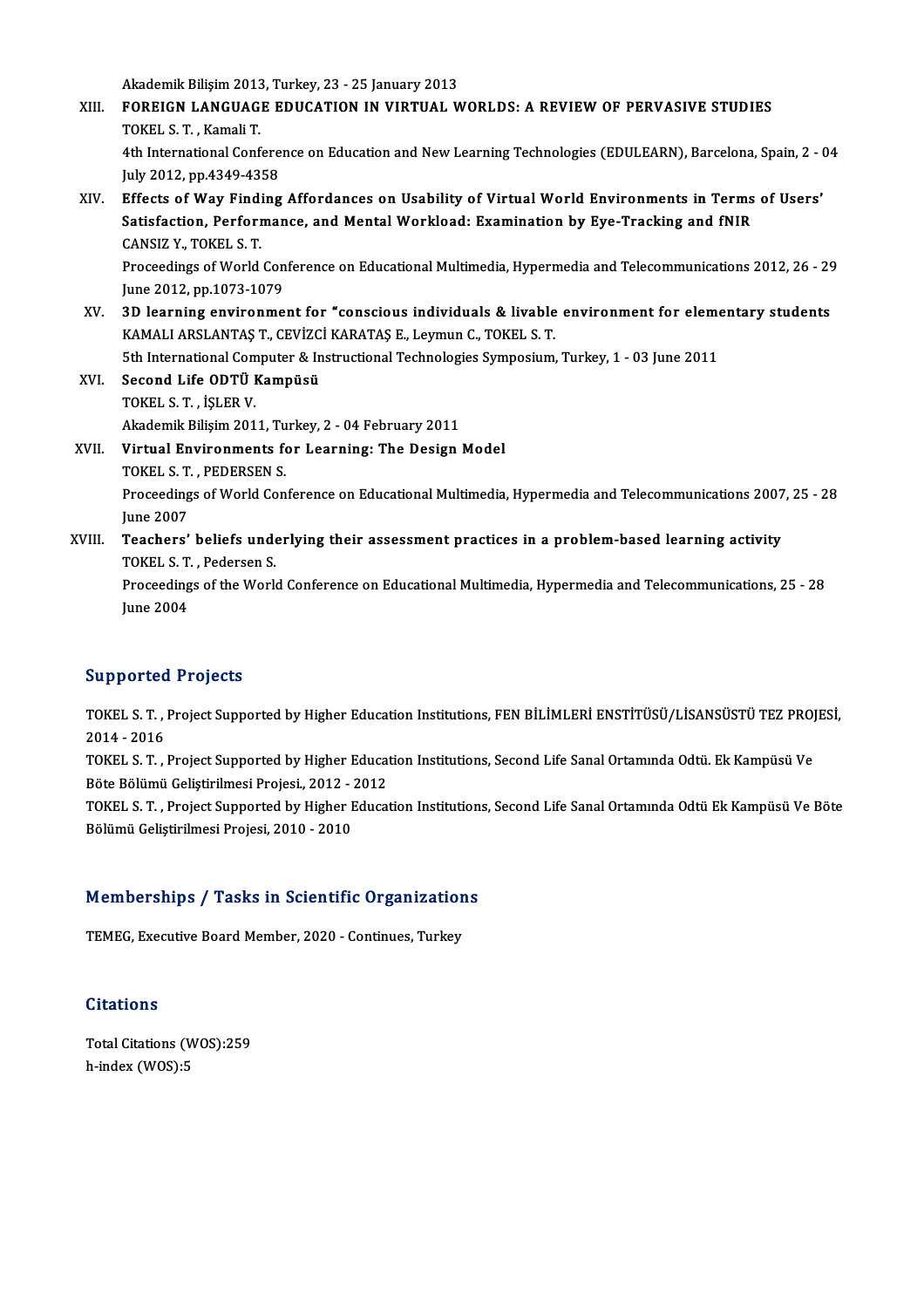Akademik Bilişim 2013, Turkey, 23 - 25 January 2013

XIII. **FOREIGN LANGUAGE EDUCATION IN VIRTUAL WORLDS: A REVIEW OF PERVASIVE STUDIES**
TOKEL S. T. , Kamali T.
4th International Conference on Education and New Learning Technologies (EDULEARN), Barcelona, Spain, 2 - 04 July 2012, pp.4349-4358

XIV. **Effects of Way Finding Affordances on Usability of Virtual World Environments in Terms of Users' Satisfaction, Performance, and Mental Workload: Examination by Eye-Tracking and fNIR**
CANSIZ Y., TOKEL S. T.
Proceedings of World Conference on Educational Multimedia, Hypermedia and Telecommunications 2012, 26 - 29 June 2012, pp.1073-1079

XV. **3D learning environment for "conscious individuals & livable environment for elementary students**
KAMALI ARSLANTAŞ T., CEVİZCİ KARATAŞ E., Leymun C., TOKEL S. T.
5th International Computer & Instructional Technologies Symposium, Turkey, 1 - 03 June 2011

XVI. **Second Life ODTÜ Kampüsü**
TOKEL S. T. , İŞLER V.
Akademik Bilişim 2011, Turkey, 2 - 04 February 2011

XVII. **Virtual Environments for Learning: The Design Model**
TOKEL S. T. , PEDERSEN S.
Proceedings of World Conference on Educational Multimedia, Hypermedia and Telecommunications 2007, 25 - 28 June 2007

XVIII. **Teachers' beliefs underlying their assessment practices in a problem-based learning activity**
TOKEL S. T. , Pedersen S.
Proceedings of the World Conference on Educational Multimedia, Hypermedia and Telecommunications, 25 - 28 June 2004

## Supported Projects

TOKEL S. T. , Project Supported by Higher Education Institutions, FEN BİLİMLERİ ENSTİTÜSÜ/LİSANSÜSTÜ TEZ PROJESİ, 2014 - 2016

TOKEL S. T. , Project Supported by Higher Education Institutions, Second Life Sanal Ortamında Odtü. Ek Kampüsü Ve Böte Bölümü Geliştirilmesi Projesi., 2012 - 2012

TOKEL S. T. , Project Supported by Higher Education Institutions, Second Life Sanal Ortamında Odtü Ek Kampüsü Ve Böte Bölümü Geliştirilmesi Projesi, 2010 - 2010

## Memberships / Tasks in Scientific Organizations

TEMEG, Executive Board Member, 2020 - Continues, Turkey

## Citations

Total Citations (WOS):259
h-index (WOS):5